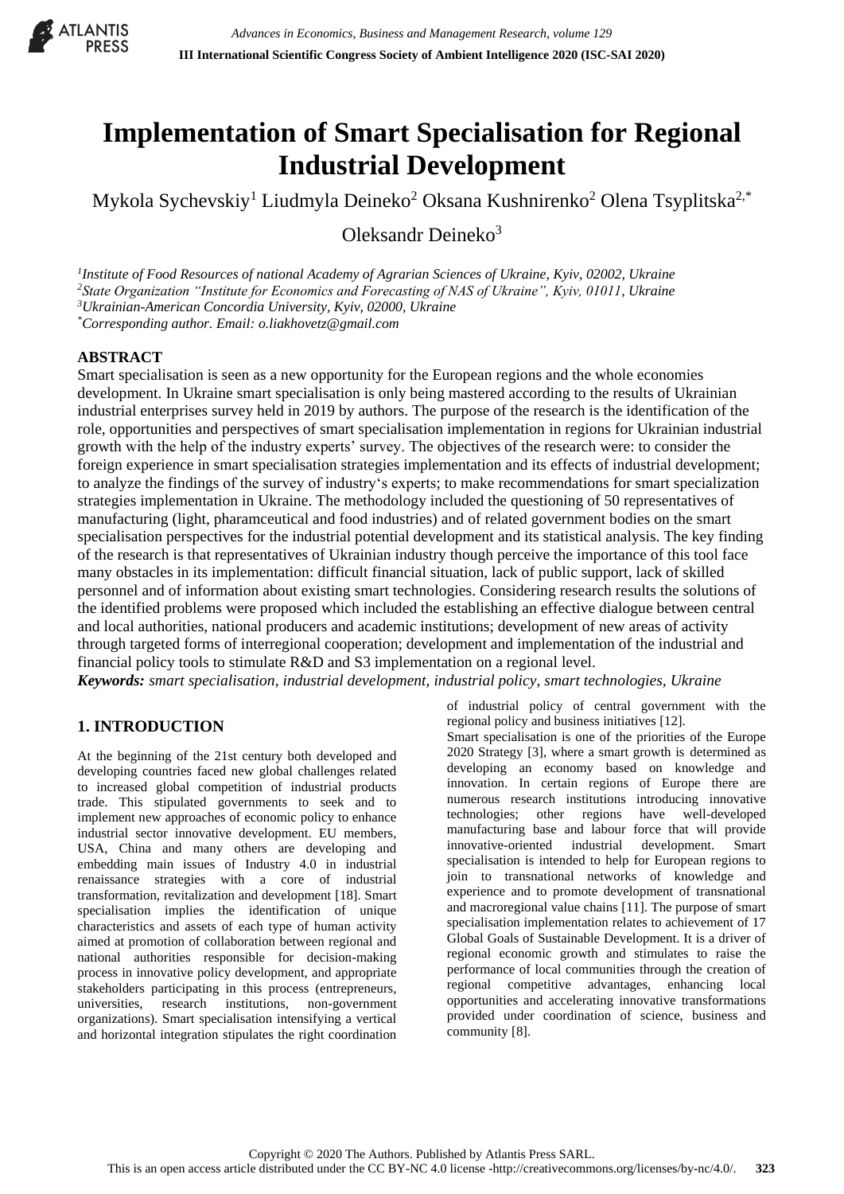# Implementation of Smart Specialisation for Regional Industrial Development

Mykola Sychevskiy[1] Liudmyla Deineko[2] Oksana Kushnirenko[2] Olena Tsyplitska[2,*]

Oleksandr Deineko[3]

*[1]Institute of Food Resources of national Academy of Agrarian Sciences of Ukraine, Kyiv, 02002, Ukraine*
*[2]State Organization "Institute for Economics and Forecasting of NAS of Ukraine", Kyiv, 01011, Ukraine*
*[3]Ukrainian-American Concordia University, Kyiv, 02000, Ukraine*
*[*]Corresponding author. Email: o.liakhovetz@gmail.com*

## ABSTRACT

Smart specialisation is seen as a new opportunity for the European regions and the whole economies development. In Ukraine smart specialisation is only being mastered according to the results of Ukrainian industrial enterprises survey held in 2019 by authors. The purpose of the research is the identification of the role, opportunities and perspectives of smart specialisation implementation in regions for Ukrainian industrial growth with the help of the industry experts' survey. The objectives of the research were: to consider the foreign experience in smart specialisation strategies implementation and its effects of industrial development; to analyze the findings of the survey of industry's experts; to make recommendations for smart specialization strategies implementation in Ukraine. The methodology included the questioning of 50 representatives of manufacturing (light, pharamceutical and food industries) and of related government bodies on the smart specialisation perspectives for the industrial potential development and its statistical analysis. The key finding of the research is that representatives of Ukrainian industry though perceive the importance of this tool face many obstacles in its implementation: difficult financial situation, lack of public support, lack of skilled personnel and of information about existing smart technologies. Considering research results the solutions of the identified problems were proposed which included the establishing an effective dialogue between central and local authorities, national producers and academic institutions; development of new areas of activity through targeted forms of interregional cooperation; development and implementation of the industrial and financial policy tools to stimulate R&D and S3 implementation on a regional level.

***Keywords:*** *smart specialisation, industrial development, industrial policy, smart technologies, Ukraine*

## 1. INTRODUCTION

At the beginning of the 21st century both developed and developing countries faced new global challenges related to increased global competition of industrial products trade. This stipulated governments to seek and to implement new approaches of economic policy to enhance industrial sector innovative development. EU members, USA, China and many others are developing and embedding main issues of Industry 4.0 in industrial renaissance strategies with a core of industrial transformation, revitalization and development [18]. Smart specialisation implies the identification of unique characteristics and assets of each type of human activity aimed at promotion of collaboration between regional and national authorities responsible for decision-making process in innovative policy development, and appropriate stakeholders participating in this process (entrepreneurs, universities, research institutions, non-government organizations). Smart specialisation intensifying a vertical and horizontal integration stipulates the right coordination of industrial policy of central government with the regional policy and business initiatives [12].

Smart specialisation is one of the priorities of the Europe 2020 Strategy [3], where a smart growth is determined as developing an economy based on knowledge and innovation. In certain regions of Europe there are numerous research institutions introducing innovative technologies; other regions have well-developed manufacturing base and labour force that will provide innovative-oriented industrial development. Smart specialisation is intended to help for European regions to join to transnational networks of knowledge and experience and to promote development of transnational and macroregional value chains [11]. The purpose of smart specialisation implementation relates to achievement of 17 Global Goals of Sustainable Development. It is a driver of regional economic growth and stimulates to raise the performance of local communities through the creation of regional competitive advantages, enhancing local opportunities and accelerating innovative transformations provided under coordination of science, business and community [8].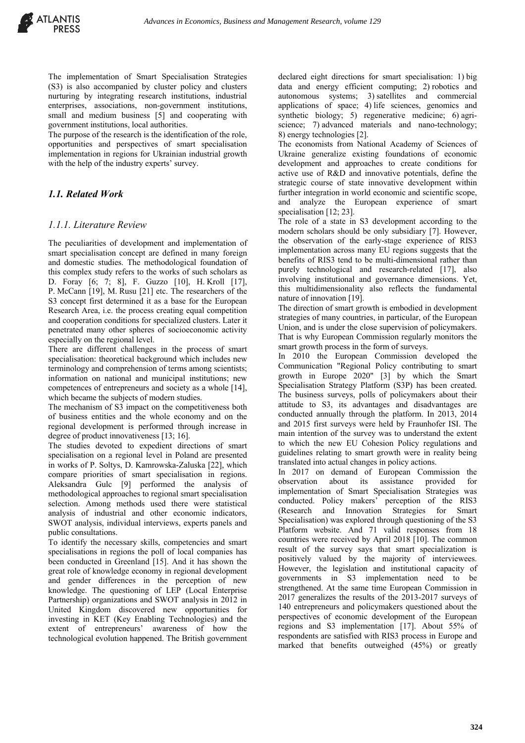The implementation of Smart Specialisation Strategies (S3) is also accompanied by cluster policy and clusters nurturing by integrating research institutions, industrial enterprises, associations, non-government institutions, small and medium business [5] and cooperating with government institutions, local authorities.

The purpose of the research is the identification of the role, opportunities and perspectives of smart specialisation implementation in regions for Ukrainian industrial growth with the help of the industry experts' survey.

## *1.1. Related Work*

### *1.1.1. Literature Review*

The peculiarities of development and implementation of smart specialisation concept are defined in many foreign and domestic studies. The methodological foundation of this complex study refers to the works of such scholars as D. Foray [6; 7; 8], F. Guzzo [10], H. Kroll [17], P. McCann [19], M. Rusu [21] etc. The researchers of the S3 concept first determined it as a base for the European Research Area, i.e. the process creating equal competition and cooperation conditions for specialized clusters. Later it penetrated many other spheres of socioeconomic activity especially on the regional level.

There are different challenges in the process of smart specialisation: theoretical background which includes new terminology and comprehension of terms among scientists; information on national and municipal institutions; new competences of entrepreneurs and society as a whole [14], which became the subjects of modern studies.

The mechanism of S3 impact on the competitiveness both of business entities and the whole economy and on the regional development is performed through increase in degree of product innovativeness [13; 16].

The studies devoted to expedient directions of smart specialisation on a regional level in Poland are presented in works of P. Soltys, D. Kamrowska-Zaluska [22], which compare priorities of smart specialisation in regions. Aleksandra Gulc [9] performed the analysis of methodological approaches to regional smart specialisation selection. Among methods used there were statistical analysis of industrial and other economic indicators, SWOT analysis, individual interviews, experts panels and public consultations.

To identify the necessary skills, competencies and smart specialisations in regions the poll of local companies has been conducted in Greenland [15]. And it has shown the great role of knowledge economy in regional development and gender differences in the perception of new knowledge. The questioning of LEP (Local Enterprise Partnership) organizations and SWOT analysis in 2012 in United Kingdom discovered new opportunities for investing in KET (Key Enabling Technologies) and the extent of entrepreneurs' awareness of how the technological evolution happened. The British government declared eight directions for smart specialisation: 1) big data and energy efficient computing; 2) robotics and autonomous systems; 3) satellites and commercial applications of space; 4) life sciences, genomics and synthetic biology; 5) regenerative medicine; 6) agri-science; 7) advanced materials and nano-technology; 8) energy technologies [2].

The economists from National Academy of Sciences of Ukraine generalize existing foundations of economic development and approaches to create conditions for active use of R&D and innovative potentials, define the strategic course of state innovative development within further integration in world economic and scientific scope, and analyze the European experience of smart specialisation [12; 23].

The role of a state in S3 development according to the modern scholars should be only subsidiary [7]. However, the observation of the early-stage experience of RIS3 implementation across many EU regions suggests that the benefits of RIS3 tend to be multi-dimensional rather than purely technological and research-related [17], also involving institutional and governance dimensions. Yet, this multidimensionality also reflects the fundamental nature of innovation [19].

The direction of smart growth is embodied in development strategies of many countries, in particular, of the European Union, and is under the close supervision of policymakers. That is why European Commission regularly monitors the smart growth process in the form of surveys.

In 2010 the European Commission developed the Communication "Regional Policy contributing to smart growth in Europe 2020" [3] by which the Smart Specialisation Strategy Platform (S3P) has been created. The business surveys, polls of policymakers about their attitude to S3, its advantages and disadvantages are conducted annually through the platform. In 2013, 2014 and 2015 first surveys were held by Fraunhofer ISI. The main intention of the survey was to understand the extent to which the new EU Cohesion Policy regulations and guidelines relating to smart growth were in reality being translated into actual changes in policy actions.

In 2017 on demand of European Commission the observation about its assistance provided for implementation of Smart Specialisation Strategies was conducted. Policy makers' perception of the RIS3 (Research and Innovation Strategies for Smart Specialisation) was explored through questioning of the S3 Platform website. And 71 valid responses from 18 countries were received by April 2018 [10]. The common result of the survey says that smart specialization is positively valued by the majority of interviewees. However, the legislation and institutional capacity of governments in S3 implementation need to be strengthened. At the same time European Commission in 2017 generalizes the results of the 2013-2017 surveys of 140 entrepreneurs and policymakers questioned about the perspectives of economic development of the European regions and S3 implementation [17]. About 55% of respondents are satisfied with RIS3 process in Europe and marked that benefits outweighed (45%) or greatly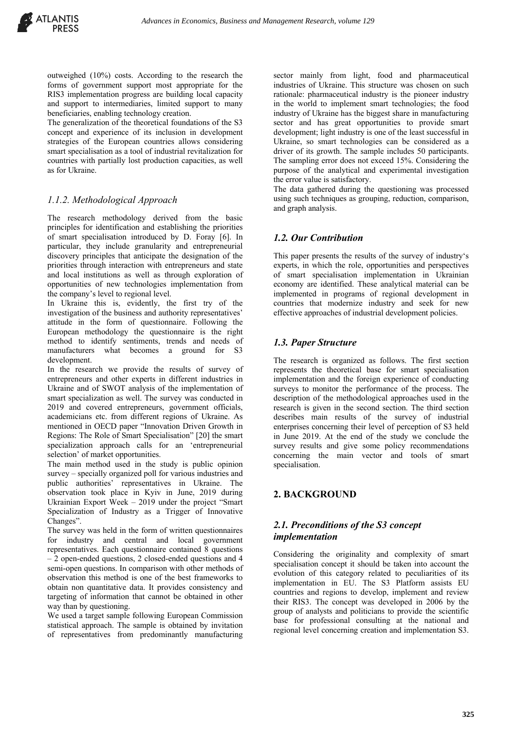outweighed (10%) costs. According to the research the forms of government support most appropriate for the RIS3 implementation progress are building local capacity and support to intermediaries, limited support to many beneficiaries, enabling technology creation.

The generalization of the theoretical foundations of the S3 concept and experience of its inclusion in development strategies of the European countries allows considering smart specialisation as a tool of industrial revitalization for countries with partially lost production capacities, as well as for Ukraine.

### *1.1.2. Methodological Approach*

The research methodology derived from the basic principles for identification and establishing the priorities of smart specialisation introduced by D. Foray [6]. In particular, they include granularity and entrepreneurial discovery principles that anticipate the designation of the priorities through interaction with entrepreneurs and state and local institutions as well as through exploration of opportunities of new technologies implementation from the company's level to regional level.

In Ukraine this is, evidently, the first try of the investigation of the business and authority representatives' attitude in the form of questionnaire. Following the European methodology the questionnaire is the right method to identify sentiments, trends and needs of manufacturers what becomes a ground for S3 development.

In the research we provide the results of survey of entrepreneurs and other experts in different industries in Ukraine and of SWOT analysis of the implementation of smart specialization as well. The survey was conducted in 2019 and covered entrepreneurs, government officials, academicians etc. from different regions of Ukraine. As mentioned in OECD paper "Innovation Driven Growth in Regions: The Role of Smart Specialisation" [20] the smart specialization approach calls for an 'entrepreneurial selection' of market opportunities.

The main method used in the study is public opinion survey – specially organized poll for various industries and public authorities' representatives in Ukraine. The observation took place in Kyiv in June, 2019 during Ukrainian Export Week – 2019 under the project "Smart Specialization of Industry as a Trigger of Innovative Changes".

The survey was held in the form of written questionnaires for industry and central and local government representatives. Each questionnaire contained 8 questions – 2 open-ended questions, 2 closed-ended questions and 4 semi-open questions. In comparison with other methods of observation this method is one of the best frameworks to obtain non quantitative data. It provides consistency and targeting of information that cannot be obtained in other way than by questioning.

We used a target sample following European Commission statistical approach. The sample is obtained by invitation of representatives from predominantly manufacturing sector mainly from light, food and pharmaceutical industries of Ukraine. This structure was chosen on such rationale: pharmaceutical industry is the pioneer industry in the world to implement smart technologies; the food industry of Ukraine has the biggest share in manufacturing sector and has great opportunities to provide smart development; light industry is one of the least successful in Ukraine, so smart technologies can be considered as a driver of its growth. The sample includes 50 participants. The sampling error does not exceed 15%. Considering the purpose of the analytical and experimental investigation the error value is satisfactory.

The data gathered during the questioning was processed using such techniques as grouping, reduction, comparison, and graph analysis.

### *1.2. Our Contribution*

This paper presents the results of the survey of industry's experts, in which the role, opportunities and perspectives of smart specialisation implementation in Ukrainian economy are identified. These analytical material can be implemented in programs of regional development in countries that modernize industry and seek for new effective approaches of industrial development policies.

### *1.3. Paper Structure*

The research is organized as follows. The first section represents the theoretical base for smart specialisation implementation and the foreign experience of conducting surveys to monitor the performance of the process. The description of the methodological approaches used in the research is given in the second section. The third section describes main results of the survey of industrial enterprises concerning their level of perception of S3 held in June 2019. At the end of the study we conclude the survey results and give some policy recommendations concerning the main vector and tools of smart specialisation.

## 2. BACKGROUND

### *2.1. Preconditions of the S3 concept implementation*

Considering the originality and complexity of smart specialisation concept it should be taken into account the evolution of this category related to peculiarities of its implementation in EU. The S3 Platform assists EU countries and regions to develop, implement and review their RIS3. The concept was developed in 2006 by the group of analysts and politicians to provide the scientific base for professional consulting at the national and regional level concerning creation and implementation S3.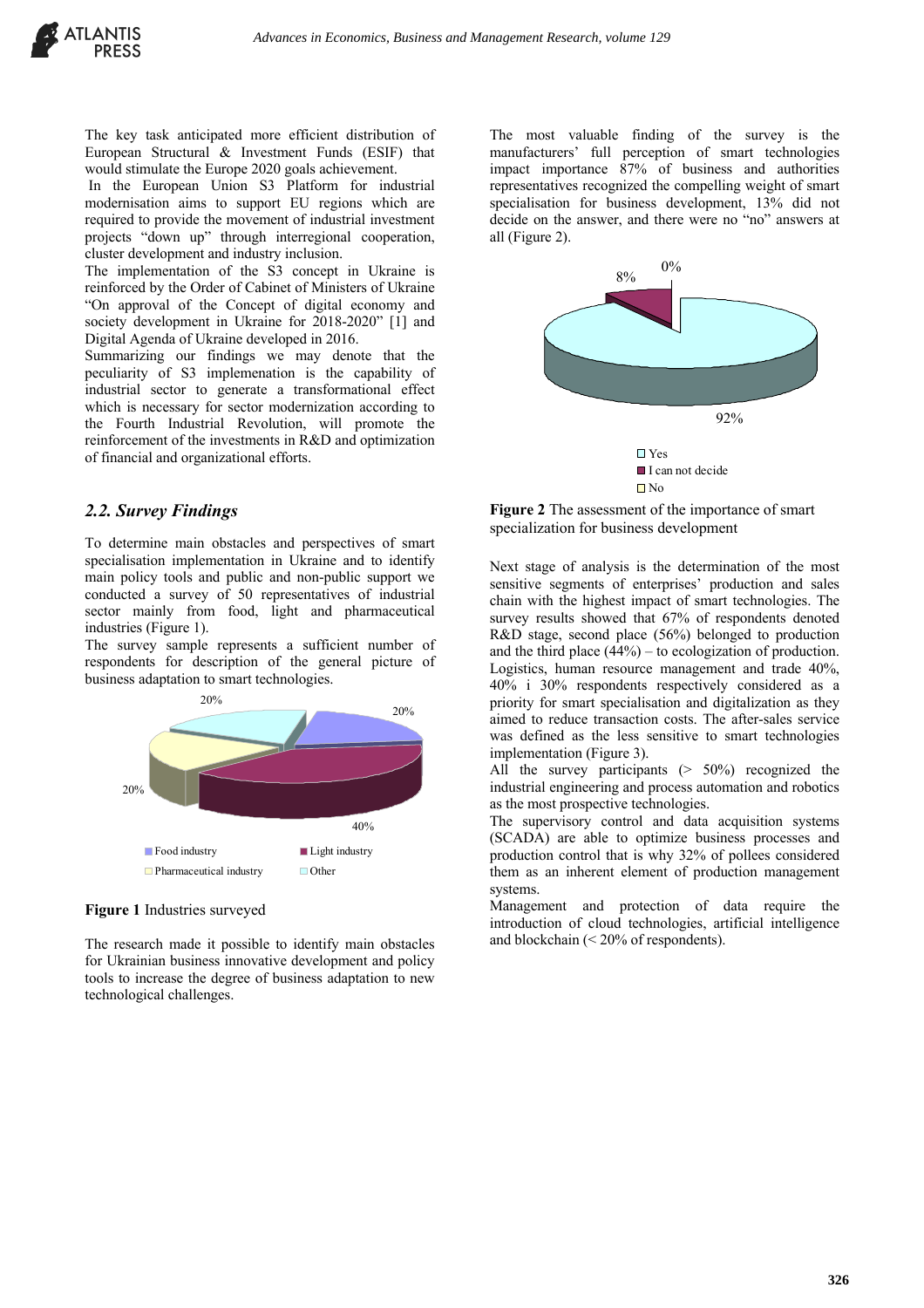The key task anticipated more efficient distribution of European Structural & Investment Funds (ESIF) that would stimulate the Europe 2020 goals achievement.

In the European Union S3 Platform for industrial modernisation aims to support EU regions which are required to provide the movement of industrial investment projects "down up" through interregional cooperation, cluster development and industry inclusion.

The implementation of the S3 concept in Ukraine is reinforced by the Order of Cabinet of Ministers of Ukraine "On approval of the Concept of digital economy and society development in Ukraine for 2018-2020" [1] and Digital Agenda of Ukraine developed in 2016.

Summarizing our findings we may denote that the peculiarity of S3 implementation is the capability of industrial sector to generate a transformational effect which is necessary for sector modernization according to the Fourth Industrial Revolution, will promote the reinforcement of the investments in R&D and optimization of financial and organizational efforts.

## *2.2. Survey Findings*

To determine main obstacles and perspectives of smart specialisation implementation in Ukraine and to identify main policy tools and public and non-public support we conducted a survey of 50 representatives of industrial sector mainly from food, light and pharmaceutical industries (Figure 1).

The survey sample represents a sufficient number of respondents for description of the general picture of business adaptation to smart technologies.

20%
20%
20%
40%

Food industry
Light industry
Pharmaceutical industry
Other

**Figure 1** Industries surveyed

The research made it possible to identify main obstacles for Ukrainian business innovative development and policy tools to increase the degree of business adaptation to new technological challenges.

The most valuable finding of the survey is the manufacturers' full perception of smart technologies impact importance 87% of business and authorities representatives recognized the compelling weight of smart specialisation for business development, 13% did not decide on the answer, and there were no "no" answers at all (Figure 2).

8%
0%
92%

Yes
I can not decide
No

**Figure 2** The assessment of the importance of smart specialization for business development

Next stage of analysis is the determination of the most sensitive segments of enterprises' production and sales chain with the highest impact of smart technologies. The survey results showed that 67% of respondents denoted R&D stage, second place (56%) belonged to production and the third place (44%) – to ecologization of production. Logistics, human resource management and trade 40%, 40% i 30% respondents respectively considered as a priority for smart specialisation and digitalization as they aimed to reduce transaction costs. The after-sales service was defined as the less sensitive to smart technologies implementation (Figure 3).

All the survey participants (> 50%) recognized the industrial engineering and process automation and robotics as the most prospective technologies.

The supervisory control and data acquisition systems (SCADA) are able to optimize business processes and production control that is why 32% of pollees considered them as an inherent element of production management systems.

Management and protection of data require the introduction of cloud technologies, artificial intelligence and blockchain (< 20% of respondents).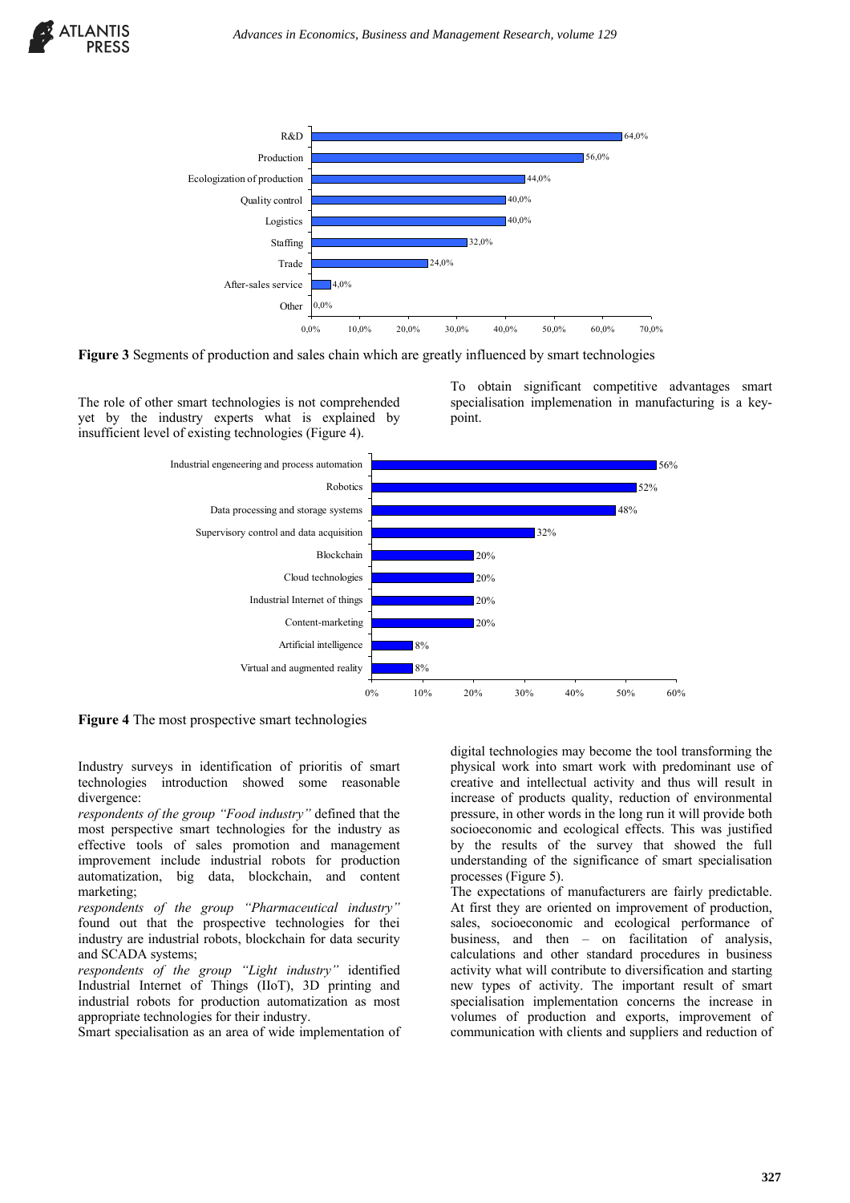**Figure 3** Segments of production and sales chain which are greatly influenced by smart technologies

The role of other smart technologies is not comprehended yet by the industry experts what is explained by insufficient level of existing technologies (Figure 4).

To obtain significant competitive advantages smart specialisation implemenation in manufacturing is a key-point.

**Figure 4** The most prospective smart technologies

Industry surveys in identification of prioritis of smart technologies introduction showed some reasonable divergence:

*respondents of the group "Food industry"* defined that the most perspective smart technologies for the industry as effective tools of sales promotion and management improvement include industrial robots for production automatization, big data, blockchain, and content marketing;

*respondents of the group "Pharmaceutical industry"* found out that the prospective technologies for thei industry are industrial robots, blockchain for data security and SCADA systems;

*respondents of the group "Light industry"* identified Industrial Internet of Things (IIoT), 3D printing and industrial robots for production automatization as most appropriate technologies for their industry.

Smart specialisation as an area of wide implementation of digital technologies may become the tool transforming the physical work into smart work with predominant use of creative and intellectual activity and thus will result in increase of products quality, reduction of environmental pressure, in other words in the long run it will provide both socioeconomic and ecological effects. This was justified by the results of the survey that showed the full understanding of the significance of smart specialisation processes (Figure 5).

The expectations of manufacturers are fairly predictable. At first they are oriented on improvement of production, sales, socioeconomic and ecological performance of business, and then – on facilitation of analysis, calculations and other standard procedures in business activity what will contribute to diversification and starting new types of activity. The important result of smart specialisation implementation concerns the increase in volumes of production and exports, improvement of communication with clients and suppliers and reduction of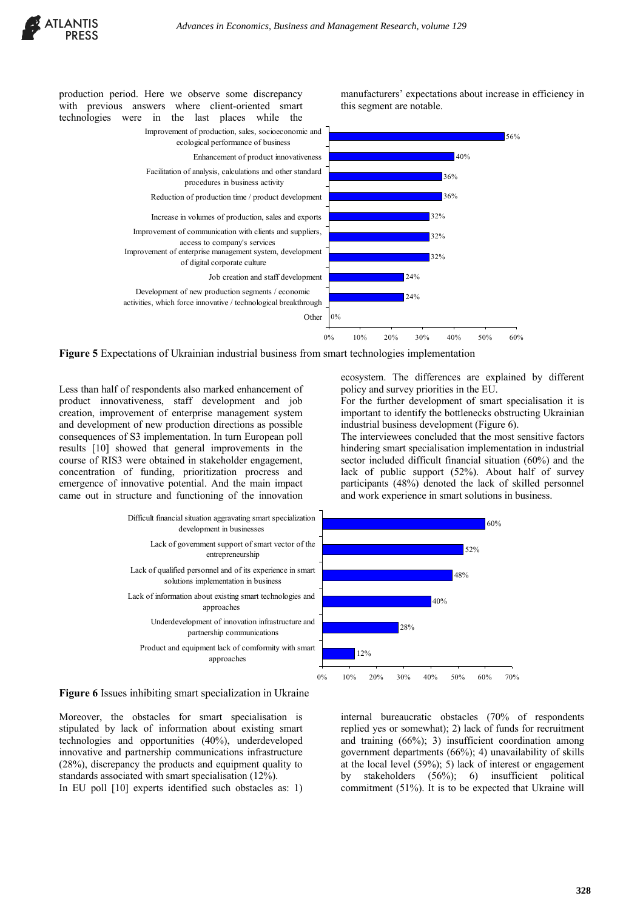production period. Here we observe some discrepancy with previous answers where client-oriented smart technologies were in the last places while the manufacturers' expectations about increase in efficiency in this segment are notable.

| Expectation | Share |
|---|---|
| Improvement of production, sales, socioeconomic and ecological performance of business | 56% |
| Enhancement of product innovativeness | 40% |
| Facilitation of analysis, calculations and other standard procedures in business activity | 36% |
| Reduction of production time / product development | 36% |
| Increase in volumes of production, sales and exports | 32% |
| Improvement of communication with clients and suppliers, access to company's services | 32% |
| Improvement of enterprise management system, development of digital corporate culture | 32% |
| Job creation and staff development | 24% |
| Development of new production segments / economic activities, which force innovative / technological breakthrough | 24% |
| Other | 0% |

**Figure 5** Expectations of Ukrainian industrial business from smart technologies implementation

Less than half of respondents also marked enhancement of product innovativeness, staff development and job creation, improvement of enterprise management system and development of new production directions as possible consequences of S3 implementation. In turn European poll results [10] showed that general improvements in the course of RIS3 were obtained in stakeholder engagement, concentration of funding, prioritization procress and emergence of innovative potential. And the main impact came out in structure and functioning of the innovation ecosystem. The differences are explained by different policy and survey priorities in the EU.

For the further development of smart specialisation it is important to identify the bottlenecks obstructing Ukrainian industrial business development (Figure 6).

The interviewees concluded that the most sensitive factors hindering smart specialisation implementation in industrial sector included difficult financial situation (60%) and the lack of public support (52%). About half of survey participants (48%) denoted the lack of skilled personnel and work experience in smart solutions in business.

| Issue | Share |
|---|---|
| Difficult financial situation aggravating smart specialization development in businesses | 60% |
| Lack of government support of smart vector of the entrepreneurship | 52% |
| Lack of qualified personnel and of its experience in smart solutions implementation in business | 48% |
| Lack of information about existing smart technologies and approaches | 40% |
| Underdevelopment of innovation infrastructure and partnership communications | 28% |
| Product and equipment lack of comformity with smart approaches | 12% |

**Figure 6** Issues inhibiting smart specialization in Ukraine

Moreover, the obstacles for smart specialisation is stipulated by lack of information about existing smart technologies and opportunities (40%), underdeveloped innovative and partnership communications infrastructure (28%), discrepancy the products and equipment quality to standards associated with smart specialisation (12%).

In EU poll [10] experts identified such obstacles as: 1) internal bureaucratic obstacles (70% of respondents replied yes or somewhat); 2) lack of funds for recruitment and training (66%); 3) insufficient coordination among government departments (66%); 4) unavailability of skills at the local level (59%); 5) lack of interest or engagement by stakeholders (56%); 6) insufficient political commitment (51%). It is to be expected that Ukraine will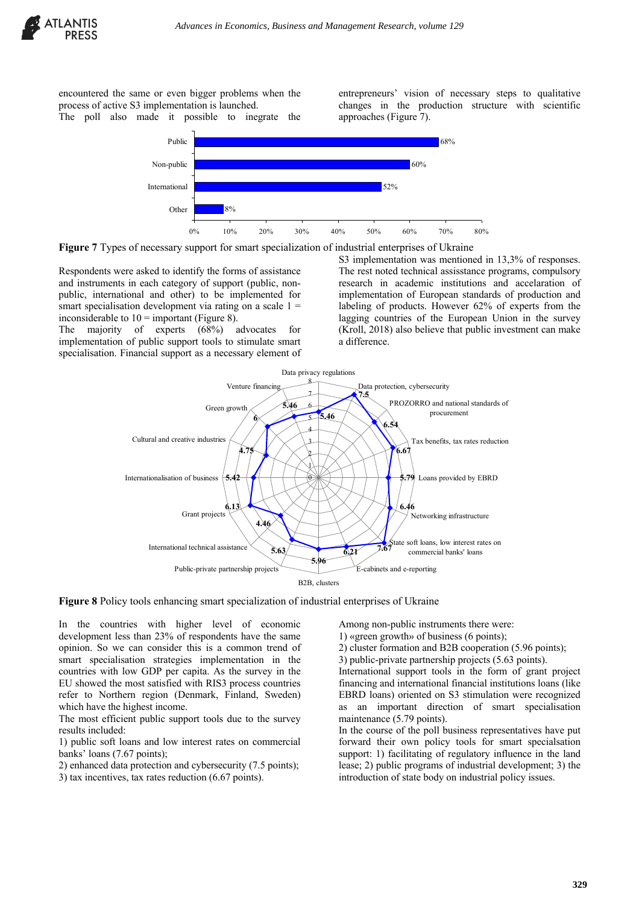encountered the same or even bigger problems when the process of active S3 implementation is launched.

The poll also made it possible to inegrate the entrepreneurs' vision of necessary steps to qualitative changes in the production structure with scientific approaches (Figure 7).

**Figure 7** Types of necessary support for smart specialization of industrial enterprises of Ukraine

Respondents were asked to identify the forms of assistance and instruments in each category of support (public, non-public, international and other) to be implemented for smart specialisation development via rating on a scale 1 = inconsiderable to 10 = important (Figure 8).

The majority of experts (68%) advocates for implementation of public support tools to stimulate smart specialisation. Financial support as a necessary element of S3 implementation was mentioned in 13,3% of responses. The rest noted technical assisstance programs, compulsory research in academic institutions and accelaration of implementation of European standards of production and labeling of products. However 62% of experts from the lagging countries of the European Union in the survey (Kroll, 2018) also believe that public investment can make a difference.

**Figure 8** Policy tools enhancing smart specialization of industrial enterprises of Ukraine

In the countries with higher level of economic development less than 23% of respondents have the same opinion. So we can consider this is a common trend of smart specialisation strategies implementation in the countries with low GDP per capita. As the survey in the EU showed the most satisfied with RIS3 process countries refer to Northern region (Denmark, Finland, Sweden) which have the highest income.

The most efficient public support tools due to the survey results included:

1) public soft loans and low interest rates on commercial banks' loans (7.67 points);
2) enhanced data protection and cybersecurity (7.5 points);
3) tax incentives, tax rates reduction (6.67 points).

Among non-public instruments there were:

1) «green growth» of business (6 points);
2) cluster formation and B2B cooperation (5.96 points);
3) public-private partnership projects (5.63 points).

International support tools in the form of grant project financing and international financial institutions loans (like EBRD loans) oriented on S3 stimulation were recognized as an important direction of smart specialisation maintenance (5.79 points).

In the course of the poll business representatives have put forward their own policy tools for smart specialsation support: 1) facilitating of regulatory influence in the land lease; 2) public programs of industrial development; 3) the introduction of state body on industrial policy issues.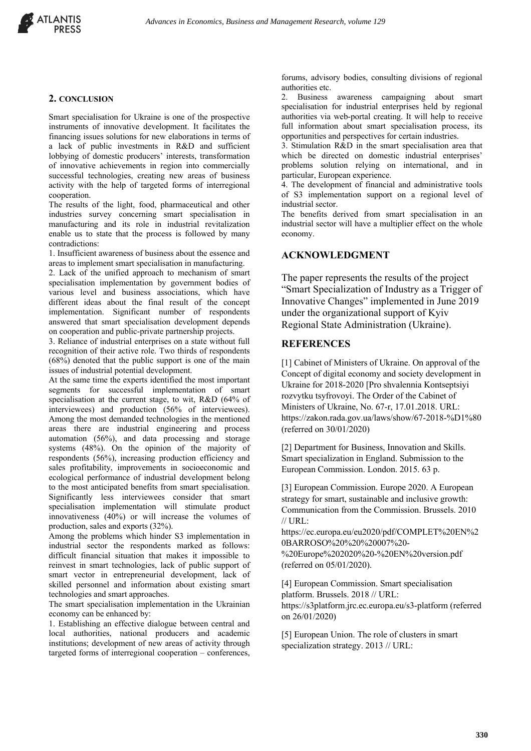## 2. CONCLUSION

Smart specialisation for Ukraine is one of the prospective instruments of innovative development. It facilitates the financing issues solutions for new elaborations in terms of a lack of public investments in R&D and sufficient lobbying of domestic producers' interests, transformation of innovative achievements in region into commercially successful technologies, creating new areas of business activity with the help of targeted forms of interregional cooperation.

The results of the light, food, pharmaceutical and other industries survey concerning smart specialisation in manufacturing and its role in industrial revitalization enable us to state that the process is followed by many contradictions:

1. Insufficient awareness of business about the essence and areas to implement smart specialisation in manufacturing.
2. Lack of the unified approach to mechanism of smart specialisation implementation by government bodies of various level and business associations, which have different ideas about the final result of the concept implementation. Significant number of respondents answered that smart specialisation development depends on cooperation and public-private partnership projects.
3. Reliance of industrial enterprises on a state without full recognition of their active role. Two thirds of respondents (68%) denoted that the public support is one of the main issues of industrial potential development.

At the same time the experts identified the most important segments for successful implementation of smart specialisation at the current stage, to wit, R&D (64% of interviewees) and production (56% of interviewees). Among the most demanded technologies in the mentioned areas there are industrial engineering and process automation (56%), and data processing and storage systems (48%). On the opinion of the majority of respondents (56%), increasing production efficiency and sales profitability, improvements in socioeconomic and ecological performance of industrial development belong to the most anticipated benefits from smart specialisation. Significantly less interviewees consider that smart specialisation implementation will stimulate product innovativeness (40%) or will increase the volumes of production, sales and exports (32%).

Among the problems which hinder S3 implementation in industrial sector the respondents marked as follows: difficult financial situation that makes it impossible to reinvest in smart technologies, lack of public support of smart vector in entrepreneurial development, lack of skilled personnel and information about existing smart technologies and smart approaches.

The smart specialisation implementation in the Ukrainian economy can be enhanced by:

1. Establishing an effective dialogue between central and local authorities, national producers and academic institutions; development of new areas of activity through targeted forms of interregional cooperation – conferences, forums, advisory bodies, consulting divisions of regional authorities etc.
2. Business awareness campaigning about smart specialisation for industrial enterprises held by regional authorities via web-portal creating. It will help to receive full information about smart specialisation process, its opportunities and perspectives for certain industries.
3. Stimulation R&D in the smart specialisation area that which be directed on domestic industrial enterprises' problems solution relying on international, and in particular, European experience.
4. The development of financial and administrative tools of S3 implementation support on a regional level of industrial sector.

The benefits derived from smart specialisation in an industrial sector will have a multiplier effect on the whole economy.

## ACKNOWLEDGMENT

The paper represents the results of the project "Smart Specialization of Industry as a Trigger of Innovative Changes" implemented in June 2019 under the organizational support of Kyiv Regional State Administration (Ukraine).

## REFERENCES

[1] Cabinet of Ministers of Ukraine. On approval of the Concept of digital economy and society development in Ukraine for 2018-2020 [Pro shvalennia Kontseptsiyi rozvytku tsyfrovoyi. The Order of the Cabinet of Ministers of Ukraine, No. 67-r, 17.01.2018. URL: https://zakon.rada.gov.ua/laws/show/67-2018-%D1%80 (referred on 30/01/2020)

[2] Department for Business, Innovation and Skills. Smart specialization in England. Submission to the European Commission. London. 2015. 63 p.

[3] European Commission. Europe 2020. A European strategy for smart, sustainable and inclusive growth: Communication from the Commission. Brussels. 2010 // URL: https://ec.europa.eu/eu2020/pdf/COMPLET%20EN%20BARROSO%20%20%20007%20-%20Europe%202020%20-%20EN%20version.pdf (referred on 05/01/2020).

[4] European Commission. Smart specialisation platform. Brussels. 2018 // URL: https://s3platform.jrc.ec.europa.eu/s3-platform (referred on 26/01/2020)

[5] European Union. The role of clusters in smart specialization strategy. 2013 // URL: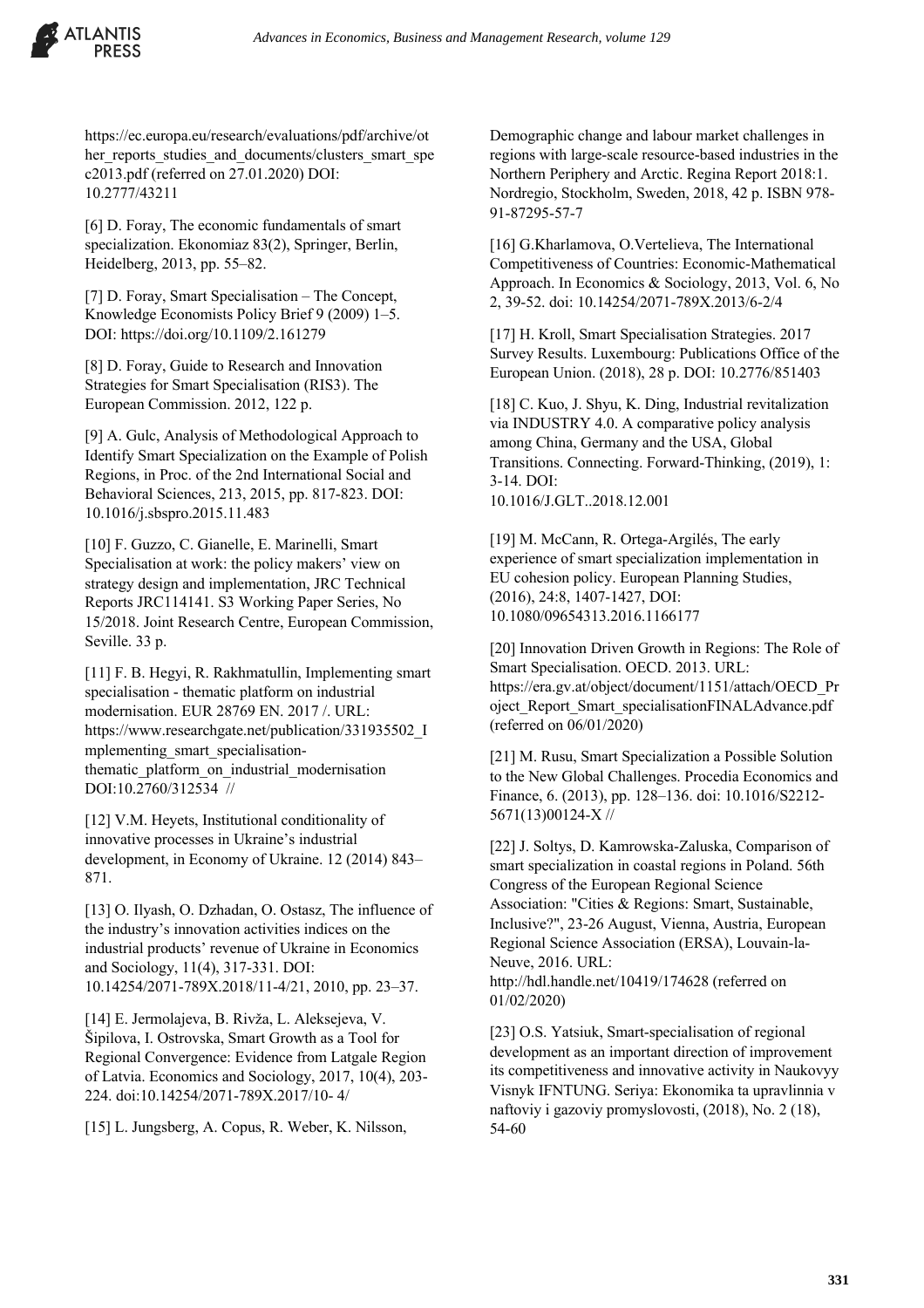https://ec.europa.eu/research/evaluations/pdf/archive/other_reports_studies_and_documents/clusters_smart_spec2013.pdf (referred on 27.01.2020) DOI: 10.2777/43211

[6] D. Foray, The economic fundamentals of smart specialization. Ekonomiaz 83(2), Springer, Berlin, Heidelberg, 2013, pp. 55–82.

[7] D. Foray, Smart Specialisation – The Concept, Knowledge Economists Policy Brief 9 (2009) 1–5. DOI: https://doi.org/10.1109/2.161279

[8] D. Foray, Guide to Research and Innovation Strategies for Smart Specialisation (RIS3). The European Commission. 2012, 122 p.

[9] A. Gulc, Analysis of Methodological Approach to Identify Smart Specialization on the Example of Polish Regions, in Proc. of the 2nd International Social and Behavioral Sciences, 213, 2015, pp. 817-823. DOI: 10.1016/j.sbspro.2015.11.483

[10] F. Guzzo, C. Gianelle, E. Marinelli, Smart Specialisation at work: the policy makers' view on strategy design and implementation, JRC Technical Reports JRC114141. S3 Working Paper Series, No 15/2018. Joint Research Centre, European Commission, Seville. 33 p.

[11] F. B. Hegyi, R. Rakhmatullin, Implementing smart specialisation - thematic platform on industrial modernisation. EUR 28769 EN. 2017 /. URL: https://www.researchgate.net/publication/331935502_Implementing_smart_specialisation-thematic_platform_on_industrial_modernisation DOI:10.2760/312534 //

[12] V.M. Heyets, Institutional conditionality of innovative processes in Ukraine's industrial development, in Economy of Ukraine. 12 (2014) 843–871.

[13] O. Ilyash, O. Dzhadan, O. Ostasz, The influence of the industry's innovation activities indices on the industrial products' revenue of Ukraine in Economics and Sociology, 11(4), 317-331. DOI: 10.14254/2071-789X.2018/11-4/21, 2010, pp. 23–37.

[14] E. Jermolajeva, B. Rivža, L. Aleksejeva, V. Šipilova, I. Ostrovska, Smart Growth as a Tool for Regional Convergence: Evidence from Latgale Region of Latvia. Economics and Sociology, 2017, 10(4), 203-224. doi:10.14254/2071-789X.2017/10- 4/

[15] L. Jungsberg, A. Copus, R. Weber, K. Nilsson, Demographic change and labour market challenges in regions with large-scale resource-based industries in the Northern Periphery and Arctic. Regina Report 2018:1. Nordregio, Stockholm, Sweden, 2018, 42 p. ISBN 978-91-87295-57-7

[16] G.Kharlamova, O.Vertelieva, The International Competitiveness of Countries: Economic-Mathematical Approach. In Economics & Sociology, 2013, Vol. 6, No 2, 39-52. doi: 10.14254/2071-789X.2013/6-2/4

[17] H. Kroll, Smart Specialisation Strategies. 2017 Survey Results. Luxembourg: Publications Office of the European Union. (2018), 28 p. DOI: 10.2776/851403

[18] C. Kuo, J. Shyu, K. Ding, Industrial revitalization via INDUSTRY 4.0. A comparative policy analysis among China, Germany and the USA, Global Transitions. Connecting. Forward-Thinking, (2019), 1: 3-14. DOI: 10.1016/J.GLT..2018.12.001

[19] M. McCann, R. Ortega-Argilés, The early experience of smart specialization implementation in EU cohesion policy. European Planning Studies, (2016), 24:8, 1407-1427, DOI: 10.1080/09654313.2016.1166177

[20] Innovation Driven Growth in Regions: The Role of Smart Specialisation. OECD. 2013. URL: https://era.gv.at/object/document/1151/attach/OECD_Project_Report_Smart_specialisationFINALAdvance.pdf (referred on 06/01/2020)

[21] M. Rusu, Smart Specialization a Possible Solution to the New Global Challenges. Procedia Economics and Finance, 6. (2013), pp. 128–136. doi: 10.1016/S2212-5671(13)00124-X //

[22] J. Soltys, D. Kamrowska-Zaluska, Comparison of smart specialization in coastal regions in Poland. 56th Congress of the European Regional Science Association: "Cities & Regions: Smart, Sustainable, Inclusive?", 23-26 August, Vienna, Austria, European Regional Science Association (ERSA), Louvain-la-Neuve, 2016. URL: http://hdl.handle.net/10419/174628 (referred on 01/02/2020)

[23] O.S. Yatsiuk, Smart-specialisation of regional development as an important direction of improvement its competitiveness and innovative activity in Naukovyy Visnyk IFNTUNG. Seriya: Ekonomika ta upravlinnia v naftoviy i gazoviy promyslovosti, (2018), No. 2 (18), 54-60